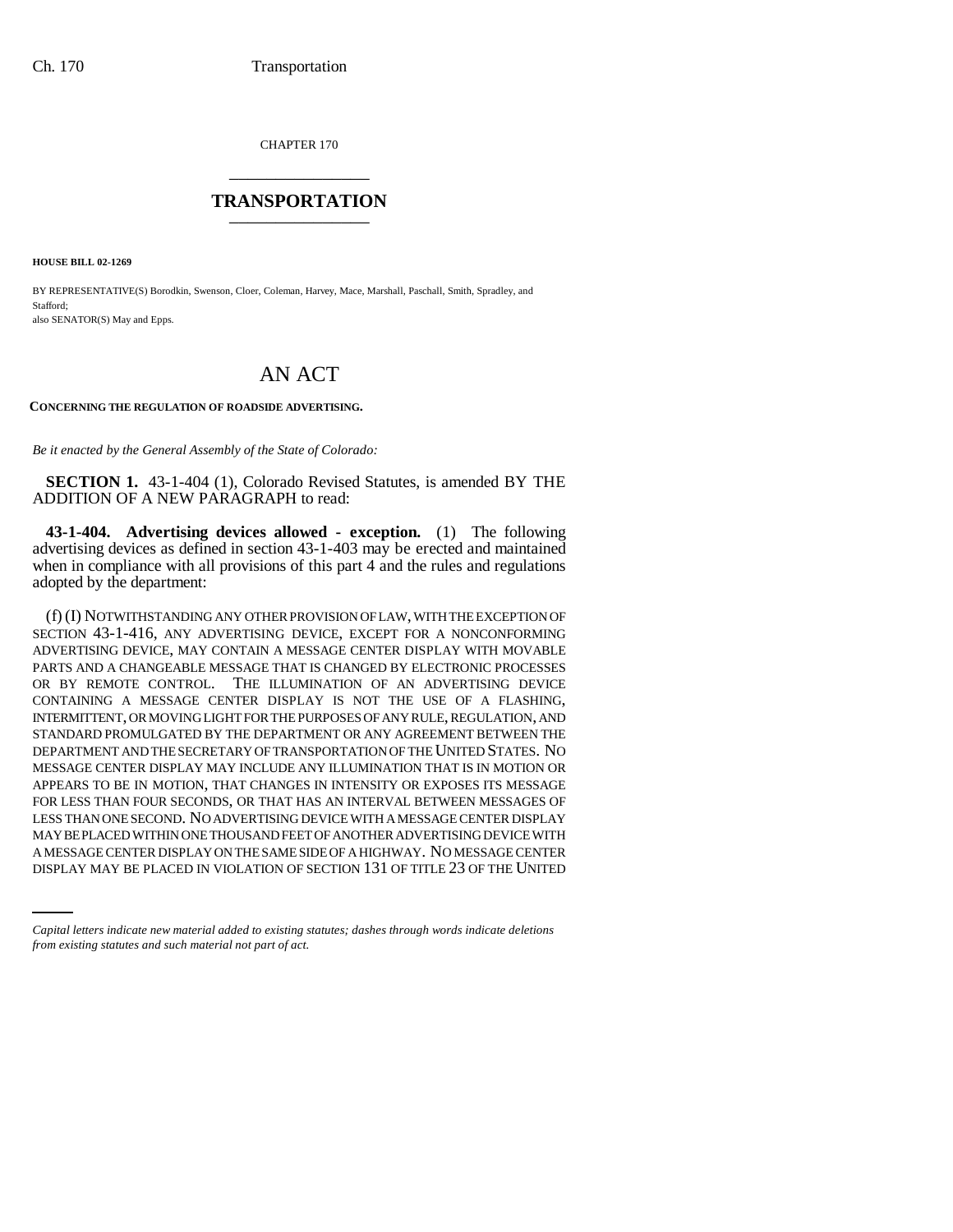CHAPTER 170

# TRANSPORTATION

**HOUSE BILL 02-1269**

BY REPRESENTATIVE(S) Borodkin, Swenson, Cloer, Coleman, Harvey, Mace, Marshall, Paschall, Smith, Spradley, and Stafford;
also SENATOR(S) May and Epps.

# AN ACT

**CONCERNING THE REGULATION OF ROADSIDE ADVERTISING.**

*Be it enacted by the General Assembly of the State of Colorado:*

**SECTION 1.** 43-1-404 (1), Colorado Revised Statutes, is amended BY THE ADDITION OF A NEW PARAGRAPH to read:

**43-1-404. Advertising devices allowed - exception.** (1) The following advertising devices as defined in section 43-1-403 may be erected and maintained when in compliance with all provisions of this part 4 and the rules and regulations adopted by the department:

(f) (I) NOTWITHSTANDING ANY OTHER PROVISION OF LAW, WITH THE EXCEPTION OF SECTION 43-1-416, ANY ADVERTISING DEVICE, EXCEPT FOR A NONCONFORMING ADVERTISING DEVICE, MAY CONTAIN A MESSAGE CENTER DISPLAY WITH MOVABLE PARTS AND A CHANGEABLE MESSAGE THAT IS CHANGED BY ELECTRONIC PROCESSES OR BY REMOTE CONTROL. THE ILLUMINATION OF AN ADVERTISING DEVICE CONTAINING A MESSAGE CENTER DISPLAY IS NOT THE USE OF A FLASHING, INTERMITTENT, OR MOVING LIGHT FOR THE PURPOSES OF ANY RULE, REGULATION, AND STANDARD PROMULGATED BY THE DEPARTMENT OR ANY AGREEMENT BETWEEN THE DEPARTMENT AND THE SECRETARY OF TRANSPORTATION OF THE UNITED STATES. NO MESSAGE CENTER DISPLAY MAY INCLUDE ANY ILLUMINATION THAT IS IN MOTION OR APPEARS TO BE IN MOTION, THAT CHANGES IN INTENSITY OR EXPOSES ITS MESSAGE FOR LESS THAN FOUR SECONDS, OR THAT HAS AN INTERVAL BETWEEN MESSAGES OF LESS THAN ONE SECOND. NO ADVERTISING DEVICE WITH A MESSAGE CENTER DISPLAY MAY BE PLACED WITHIN ONE THOUSAND FEET OF ANOTHER ADVERTISING DEVICE WITH A MESSAGE CENTER DISPLAY ON THE SAME SIDE OF A HIGHWAY. NO MESSAGE CENTER DISPLAY MAY BE PLACED IN VIOLATION OF SECTION 131 OF TITLE 23 OF THE UNITED

*Capital letters indicate new material added to existing statutes; dashes through words indicate deletions from existing statutes and such material not part of act.*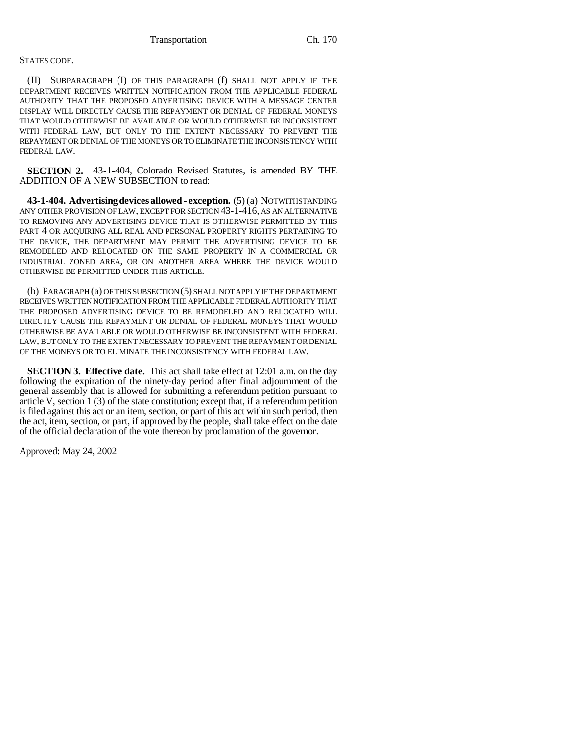STATES CODE.

(II) SUBPARAGRAPH (I) OF THIS PARAGRAPH (f) SHALL NOT APPLY IF THE DEPARTMENT RECEIVES WRITTEN NOTIFICATION FROM THE APPLICABLE FEDERAL AUTHORITY THAT THE PROPOSED ADVERTISING DEVICE WITH A MESSAGE CENTER DISPLAY WILL DIRECTLY CAUSE THE REPAYMENT OR DENIAL OF FEDERAL MONEYS THAT WOULD OTHERWISE BE AVAILABLE OR WOULD OTHERWISE BE INCONSISTENT WITH FEDERAL LAW, BUT ONLY TO THE EXTENT NECESSARY TO PREVENT THE REPAYMENT OR DENIAL OF THE MONEYS OR TO ELIMINATE THE INCONSISTENCY WITH FEDERAL LAW.

**SECTION 2.** 43-1-404, Colorado Revised Statutes, is amended BY THE ADDITION OF A NEW SUBSECTION to read:

**43-1-404. Advertising devices allowed - exception.** (5) (a) NOTWITHSTANDING ANY OTHER PROVISION OF LAW, EXCEPT FOR SECTION 43-1-416, AS AN ALTERNATIVE TO REMOVING ANY ADVERTISING DEVICE THAT IS OTHERWISE PERMITTED BY THIS PART 4 OR ACQUIRING ALL REAL AND PERSONAL PROPERTY RIGHTS PERTAINING TO THE DEVICE, THE DEPARTMENT MAY PERMIT THE ADVERTISING DEVICE TO BE REMODELED AND RELOCATED ON THE SAME PROPERTY IN A COMMERCIAL OR INDUSTRIAL ZONED AREA, OR ON ANOTHER AREA WHERE THE DEVICE WOULD OTHERWISE BE PERMITTED UNDER THIS ARTICLE.

(b) PARAGRAPH (a) OF THIS SUBSECTION (5) SHALL NOT APPLY IF THE DEPARTMENT RECEIVES WRITTEN NOTIFICATION FROM THE APPLICABLE FEDERAL AUTHORITY THAT THE PROPOSED ADVERTISING DEVICE TO BE REMODELED AND RELOCATED WILL DIRECTLY CAUSE THE REPAYMENT OR DENIAL OF FEDERAL MONEYS THAT WOULD OTHERWISE BE AVAILABLE OR WOULD OTHERWISE BE INCONSISTENT WITH FEDERAL LAW, BUT ONLY TO THE EXTENT NECESSARY TO PREVENT THE REPAYMENT OR DENIAL OF THE MONEYS OR TO ELIMINATE THE INCONSISTENCY WITH FEDERAL LAW.

**SECTION 3. Effective date.** This act shall take effect at 12:01 a.m. on the day following the expiration of the ninety-day period after final adjournment of the general assembly that is allowed for submitting a referendum petition pursuant to article V, section 1 (3) of the state constitution; except that, if a referendum petition is filed against this act or an item, section, or part of this act within such period, then the act, item, section, or part, if approved by the people, shall take effect on the date of the official declaration of the vote thereon by proclamation of the governor.

Approved: May 24, 2002